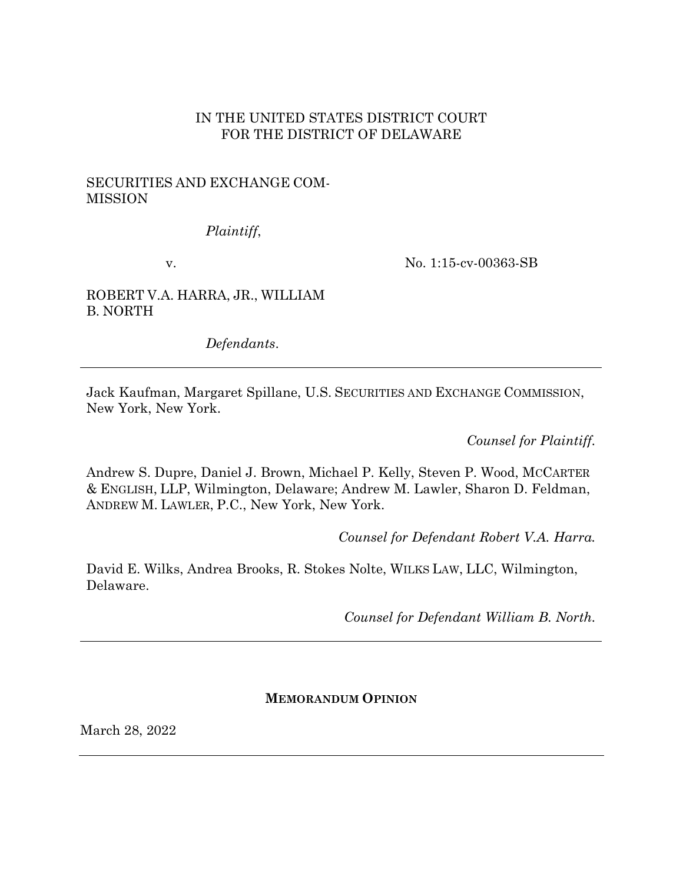IN THE UNITED STATES DISTRICT COURT
FOR THE DISTRICT OF DELAWARE

SECURITIES AND EXCHANGE COMMISSION

*Plaintiff*,

v.

No. 1:15-cv-00363-SB

ROBERT V.A. HARRA, JR., WILLIAM B. NORTH

*Defendants*.

---

Jack Kaufman, Margaret Spillane, U.S. SECURITIES AND EXCHANGE COMMISSION, New York, New York.

*Counsel for Plaintiff*.

Andrew S. Dupre, Daniel J. Brown, Michael P. Kelly, Steven P. Wood, MCCARTER & ENGLISH, LLP, Wilmington, Delaware; Andrew M. Lawler, Sharon D. Feldman, ANDREW M. LAWLER, P.C., New York, New York.

*Counsel for Defendant Robert V.A. Harra.*

David E. Wilks, Andrea Brooks, R. Stokes Nolte, WILKS LAW, LLC, Wilmington, Delaware.

*Counsel for Defendant William B. North.*

---

**MEMORANDUM OPINION**

March 28, 2022

---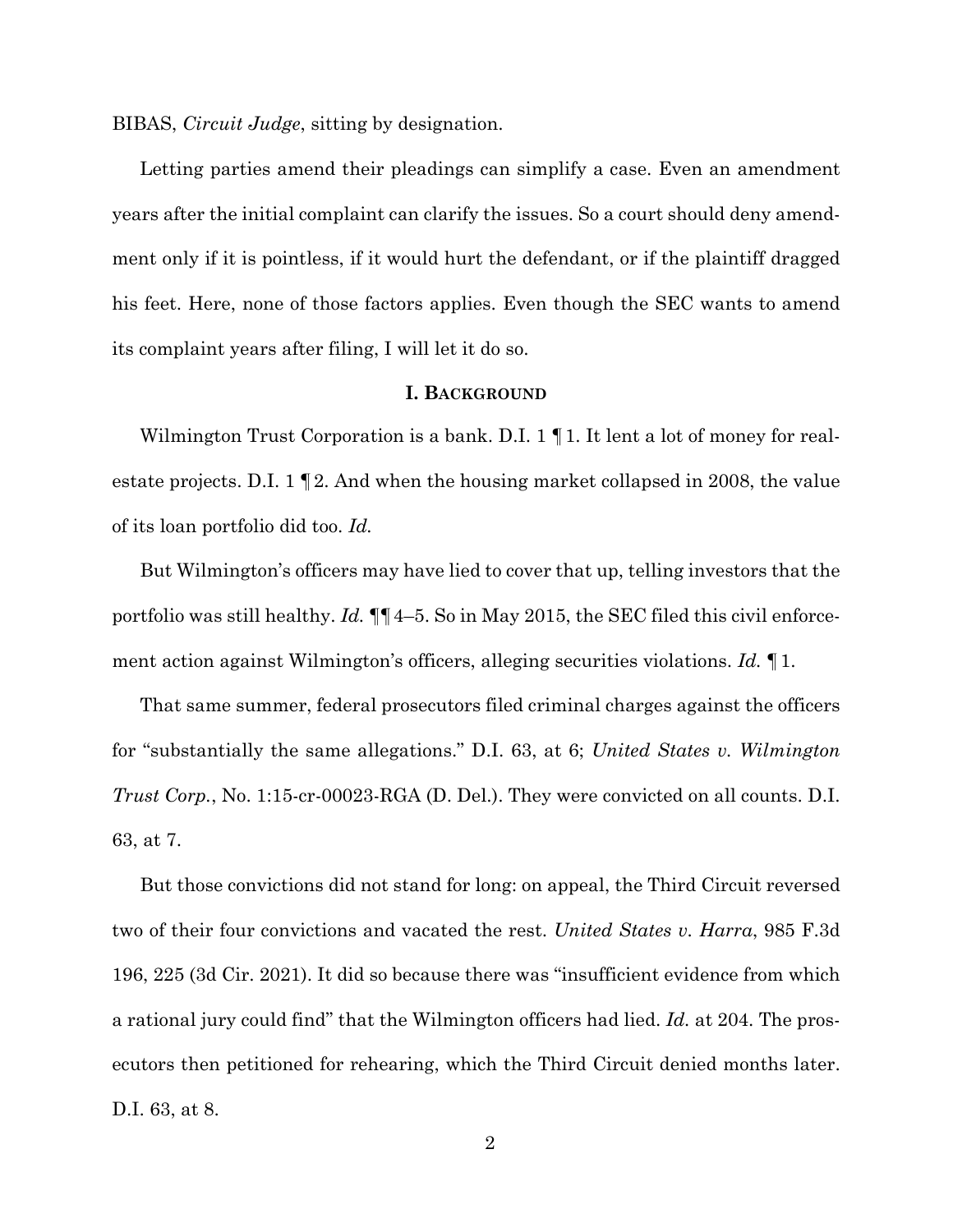BIBAS, *Circuit Judge*, sitting by designation.

Letting parties amend their pleadings can simplify a case. Even an amendment years after the initial complaint can clarify the issues. So a court should deny amendment only if it is pointless, if it would hurt the defendant, or if the plaintiff dragged his feet. Here, none of those factors applies. Even though the SEC wants to amend its complaint years after filing, I will let it do so.

## I. Background

Wilmington Trust Corporation is a bank. D.I. 1 ¶ 1. It lent a lot of money for real-estate projects. D.I. 1 ¶ 2. And when the housing market collapsed in 2008, the value of its loan portfolio did too. *Id.*

But Wilmington's officers may have lied to cover that up, telling investors that the portfolio was still healthy. *Id.* ¶¶ 4–5. So in May 2015, the SEC filed this civil enforcement action against Wilmington's officers, alleging securities violations. *Id.* ¶ 1.

That same summer, federal prosecutors filed criminal charges against the officers for "substantially the same allegations." D.I. 63, at 6; *United States v. Wilmington Trust Corp.*, No. 1:15-cr-00023-RGA (D. Del.). They were convicted on all counts. D.I. 63, at 7.

But those convictions did not stand for long: on appeal, the Third Circuit reversed two of their four convictions and vacated the rest. *United States v. Harra*, 985 F.3d 196, 225 (3d Cir. 2021). It did so because there was "insufficient evidence from which a rational jury could find" that the Wilmington officers had lied. *Id.* at 204. The prosecutors then petitioned for rehearing, which the Third Circuit denied months later. D.I. 63, at 8.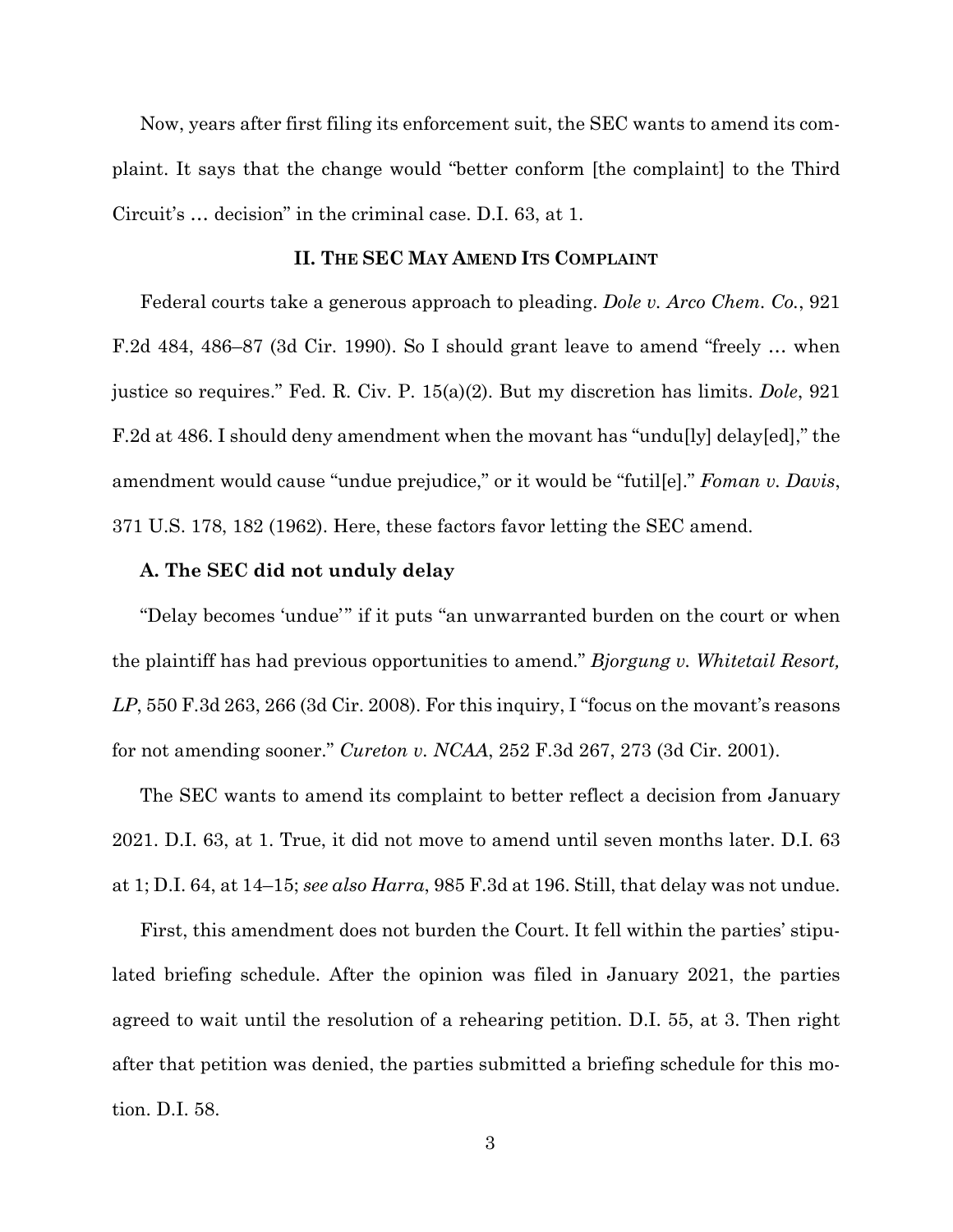Now, years after first filing its enforcement suit, the SEC wants to amend its complaint. It says that the change would "better conform [the complaint] to the Third Circuit's … decision" in the criminal case. D.I. 63, at 1.

## II. THE SEC MAY AMEND ITS COMPLAINT

Federal courts take a generous approach to pleading. *Dole v. Arco Chem. Co.*, 921 F.2d 484, 486–87 (3d Cir. 1990). So I should grant leave to amend "freely … when justice so requires." Fed. R. Civ. P. 15(a)(2). But my discretion has limits. *Dole*, 921 F.2d at 486. I should deny amendment when the movant has "undu[ly] delay[ed]," the amendment would cause "undue prejudice," or it would be "futil[e]." *Foman v. Davis*, 371 U.S. 178, 182 (1962). Here, these factors favor letting the SEC amend.

### A. The SEC did not unduly delay

"Delay becomes 'undue'" if it puts "an unwarranted burden on the court or when the plaintiff has had previous opportunities to amend." *Bjorgung v. Whitetail Resort, LP*, 550 F.3d 263, 266 (3d Cir. 2008). For this inquiry, I "focus on the movant's reasons for not amending sooner." *Cureton v. NCAA*, 252 F.3d 267, 273 (3d Cir. 2001).

The SEC wants to amend its complaint to better reflect a decision from January 2021. D.I. 63, at 1. True, it did not move to amend until seven months later. D.I. 63 at 1; D.I. 64, at 14–15; *see also Harra*, 985 F.3d at 196. Still, that delay was not undue.

First, this amendment does not burden the Court. It fell within the parties' stipulated briefing schedule. After the opinion was filed in January 2021, the parties agreed to wait until the resolution of a rehearing petition. D.I. 55, at 3. Then right after that petition was denied, the parties submitted a briefing schedule for this motion. D.I. 58.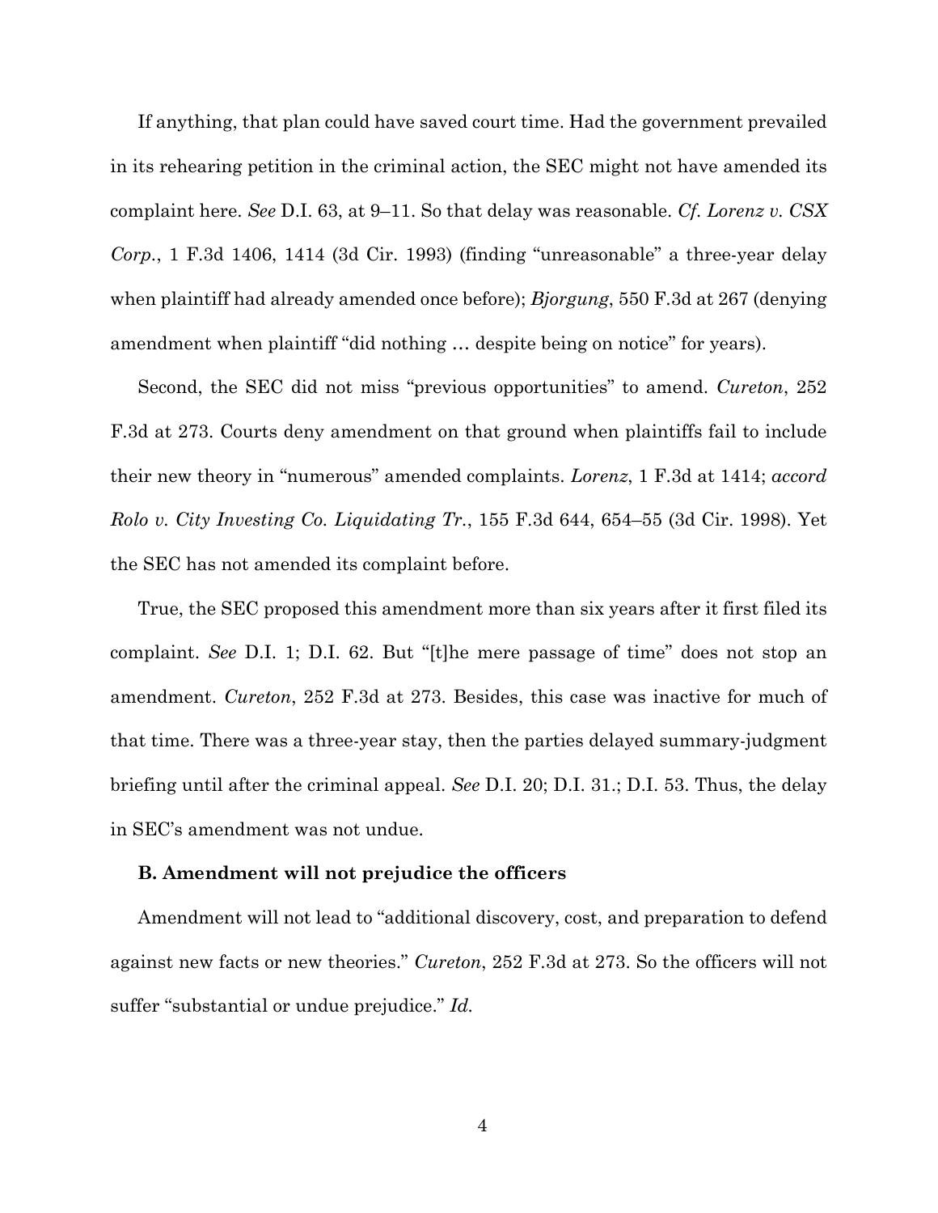If anything, that plan could have saved court time. Had the government prevailed in its rehearing petition in the criminal action, the SEC might not have amended its complaint here. *See* D.I. 63, at 9–11. So that delay was reasonable. *Cf. Lorenz v. CSX Corp.*, 1 F.3d 1406, 1414 (3d Cir. 1993) (finding "unreasonable" a three-year delay when plaintiff had already amended once before); *Bjorgung*, 550 F.3d at 267 (denying amendment when plaintiff "did nothing … despite being on notice" for years).

Second, the SEC did not miss "previous opportunities" to amend. *Cureton*, 252 F.3d at 273. Courts deny amendment on that ground when plaintiffs fail to include their new theory in "numerous" amended complaints. *Lorenz*, 1 F.3d at 1414; *accord Rolo v. City Investing Co. Liquidating Tr.*, 155 F.3d 644, 654–55 (3d Cir. 1998). Yet the SEC has not amended its complaint before.

True, the SEC proposed this amendment more than six years after it first filed its complaint. *See* D.I. 1; D.I. 62. But "[t]he mere passage of time" does not stop an amendment. *Cureton*, 252 F.3d at 273. Besides, this case was inactive for much of that time. There was a three-year stay, then the parties delayed summary-judgment briefing until after the criminal appeal. *See* D.I. 20; D.I. 31.; D.I. 53. Thus, the delay in SEC's amendment was not undue.

### B. Amendment will not prejudice the officers

Amendment will not lead to "additional discovery, cost, and preparation to defend against new facts or new theories." *Cureton*, 252 F.3d at 273. So the officers will not suffer "substantial or undue prejudice." *Id.*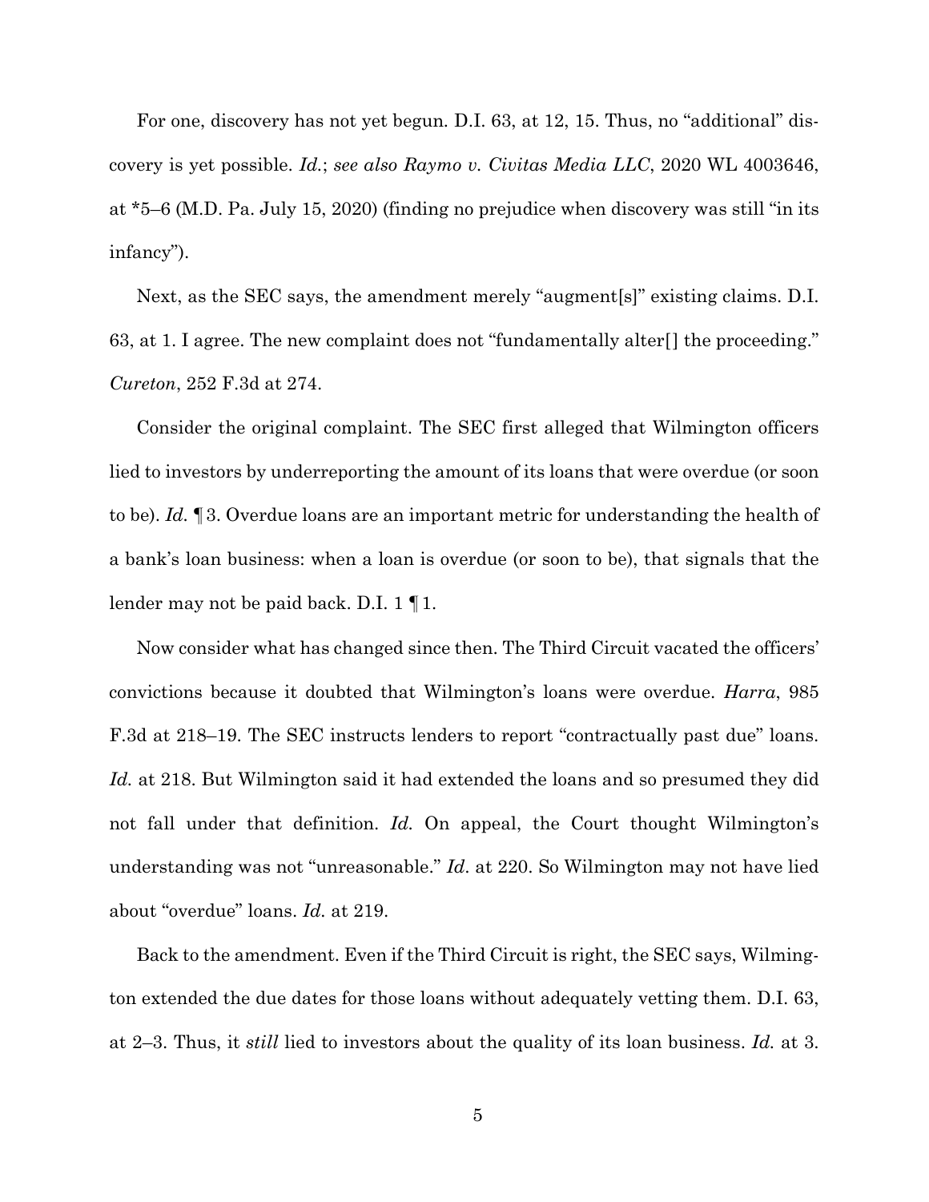For one, discovery has not yet begun. D.I. 63, at 12, 15. Thus, no "additional" discovery is yet possible. *Id.*; *see also Raymo v. Civitas Media LLC*, 2020 WL 4003646, at *5–6 (M.D. Pa. July 15, 2020) (finding no prejudice when discovery was still "in its infancy").

Next, as the SEC says, the amendment merely "augment[s]" existing claims. D.I. 63, at 1. I agree. The new complaint does not "fundamentally alter[] the proceeding." *Cureton*, 252 F.3d at 274.

Consider the original complaint. The SEC first alleged that Wilmington officers lied to investors by underreporting the amount of its loans that were overdue (or soon to be). *Id.* ¶ 3. Overdue loans are an important metric for understanding the health of a bank's loan business: when a loan is overdue (or soon to be), that signals that the lender may not be paid back. D.I. 1 ¶ 1.

Now consider what has changed since then. The Third Circuit vacated the officers' convictions because it doubted that Wilmington's loans were overdue. *Harra*, 985 F.3d at 218–19. The SEC instructs lenders to report "contractually past due" loans. *Id.* at 218. But Wilmington said it had extended the loans and so presumed they did not fall under that definition. *Id.* On appeal, the Court thought Wilmington's understanding was not "unreasonable." *Id.* at 220. So Wilmington may not have lied about "overdue" loans. *Id.* at 219.

Back to the amendment. Even if the Third Circuit is right, the SEC says, Wilmington extended the due dates for those loans without adequately vetting them. D.I. 63, at 2–3. Thus, it *still* lied to investors about the quality of its loan business. *Id.* at 3.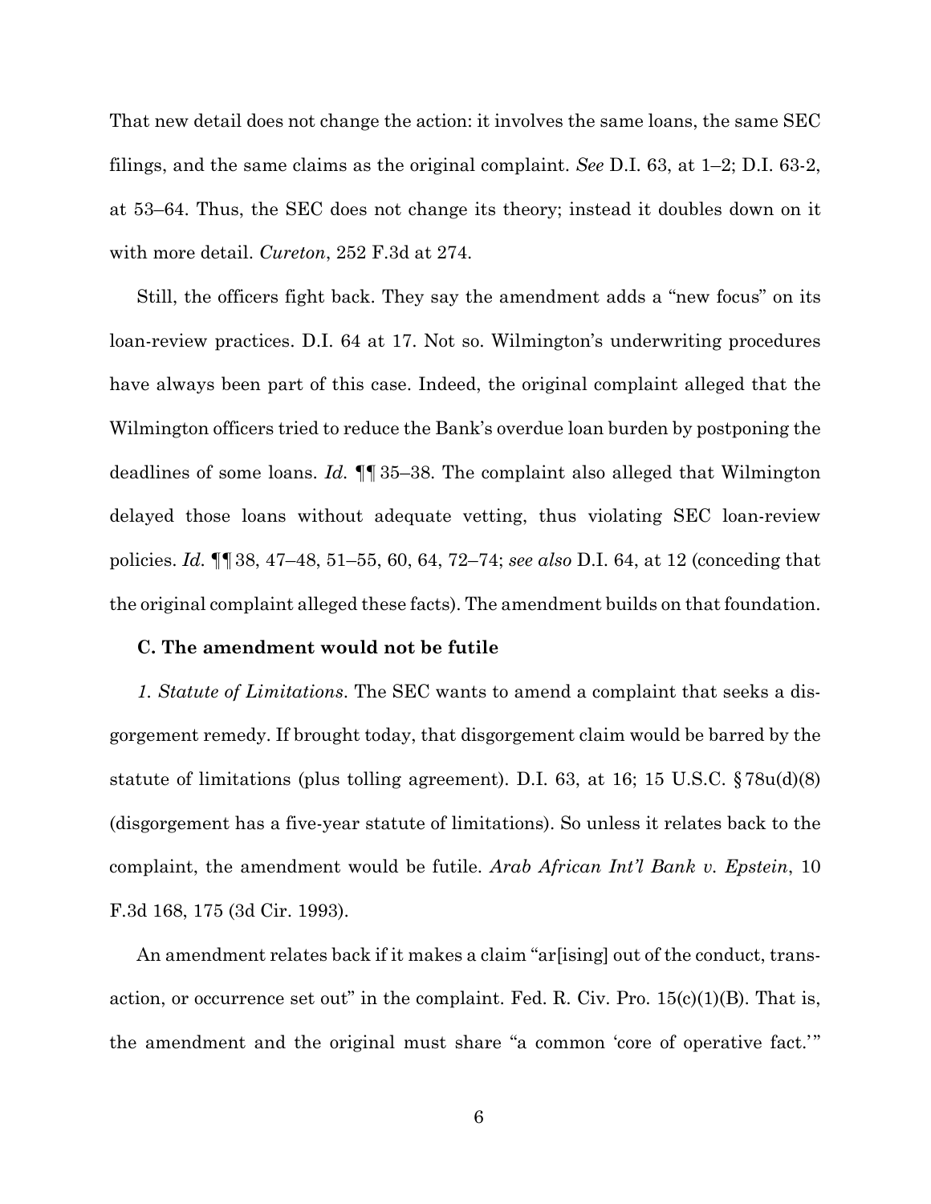That new detail does not change the action: it involves the same loans, the same SEC filings, and the same claims as the original complaint. *See* D.I. 63, at 1–2; D.I. 63-2, at 53–64. Thus, the SEC does not change its theory; instead it doubles down on it with more detail. *Cureton*, 252 F.3d at 274.

Still, the officers fight back. They say the amendment adds a "new focus" on its loan-review practices. D.I. 64 at 17. Not so. Wilmington's underwriting procedures have always been part of this case. Indeed, the original complaint alleged that the Wilmington officers tried to reduce the Bank's overdue loan burden by postponing the deadlines of some loans. *Id.* ¶¶ 35–38. The complaint also alleged that Wilmington delayed those loans without adequate vetting, thus violating SEC loan-review policies. *Id.* ¶¶ 38, 47–48, 51–55, 60, 64, 72–74; *see also* D.I. 64, at 12 (conceding that the original complaint alleged these facts). The amendment builds on that foundation.

**C. The amendment would not be futile**

*1. Statute of Limitations*. The SEC wants to amend a complaint that seeks a disgorgement remedy. If brought today, that disgorgement claim would be barred by the statute of limitations (plus tolling agreement). D.I. 63, at 16; 15 U.S.C. § 78u(d)(8) (disgorgement has a five-year statute of limitations). So unless it relates back to the complaint, the amendment would be futile. *Arab African Int'l Bank v. Epstein*, 10 F.3d 168, 175 (3d Cir. 1993).

An amendment relates back if it makes a claim "ar[ising] out of the conduct, transaction, or occurrence set out" in the complaint. Fed. R. Civ. Pro. 15(c)(1)(B). That is, the amendment and the original must share "a common 'core of operative fact.'"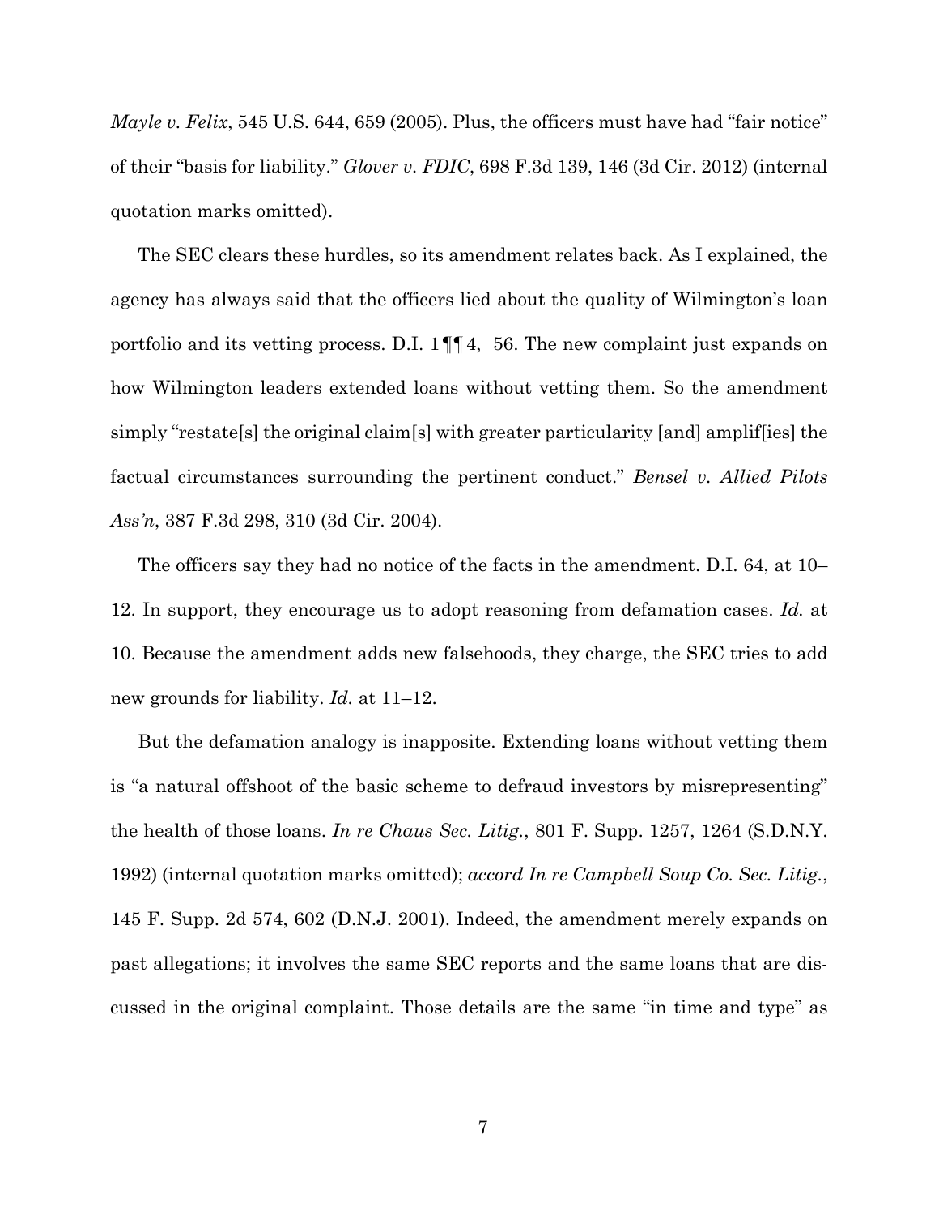*Mayle v. Felix*, 545 U.S. 644, 659 (2005). Plus, the officers must have had "fair notice" of their "basis for liability." *Glover v. FDIC*, 698 F.3d 139, 146 (3d Cir. 2012) (internal quotation marks omitted).

The SEC clears these hurdles, so its amendment relates back. As I explained, the agency has always said that the officers lied about the quality of Wilmington's loan portfolio and its vetting process. D.I. 1 ¶¶ 4, 56. The new complaint just expands on how Wilmington leaders extended loans without vetting them. So the amendment simply "restate[s] the original claim[s] with greater particularity [and] amplif[ies] the factual circumstances surrounding the pertinent conduct." *Bensel v. Allied Pilots Ass'n*, 387 F.3d 298, 310 (3d Cir. 2004).

The officers say they had no notice of the facts in the amendment. D.I. 64, at 10–12. In support, they encourage us to adopt reasoning from defamation cases. *Id.* at 10. Because the amendment adds new falsehoods, they charge, the SEC tries to add new grounds for liability. *Id.* at 11–12.

But the defamation analogy is inapposite. Extending loans without vetting them is "a natural offshoot of the basic scheme to defraud investors by misrepresenting" the health of those loans. *In re Chaus Sec. Litig.*, 801 F. Supp. 1257, 1264 (S.D.N.Y. 1992) (internal quotation marks omitted); *accord In re Campbell Soup Co. Sec. Litig.*, 145 F. Supp. 2d 574, 602 (D.N.J. 2001). Indeed, the amendment merely expands on past allegations; it involves the same SEC reports and the same loans that are discussed in the original complaint. Those details are the same "in time and type" as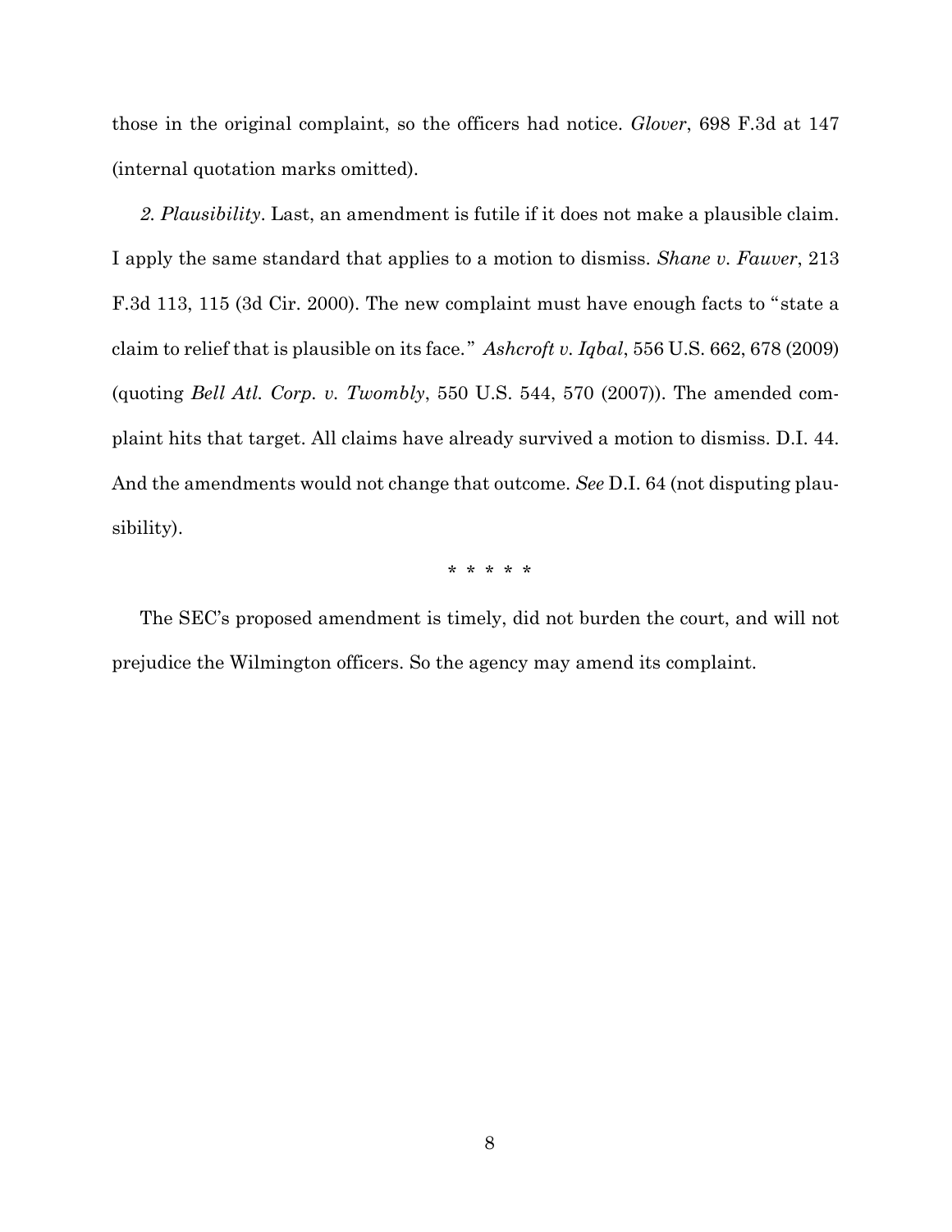those in the original complaint, so the officers had notice. *Glover*, 698 F.3d at 147 (internal quotation marks omitted).

*2. Plausibility*. Last, an amendment is futile if it does not make a plausible claim. I apply the same standard that applies to a motion to dismiss. *Shane v. Fauver*, 213 F.3d 113, 115 (3d Cir. 2000). The new complaint must have enough facts to "state a claim to relief that is plausible on its face." *Ashcroft v. Iqbal*, 556 U.S. 662, 678 (2009) (quoting *Bell Atl. Corp. v. Twombly*, 550 U.S. 544, 570 (2007)). The amended complaint hits that target. All claims have already survived a motion to dismiss. D.I. 44. And the amendments would not change that outcome. *See* D.I. 64 (not disputing plausibility).

\* \* \* \* \*

The SEC's proposed amendment is timely, did not burden the court, and will not prejudice the Wilmington officers. So the agency may amend its complaint.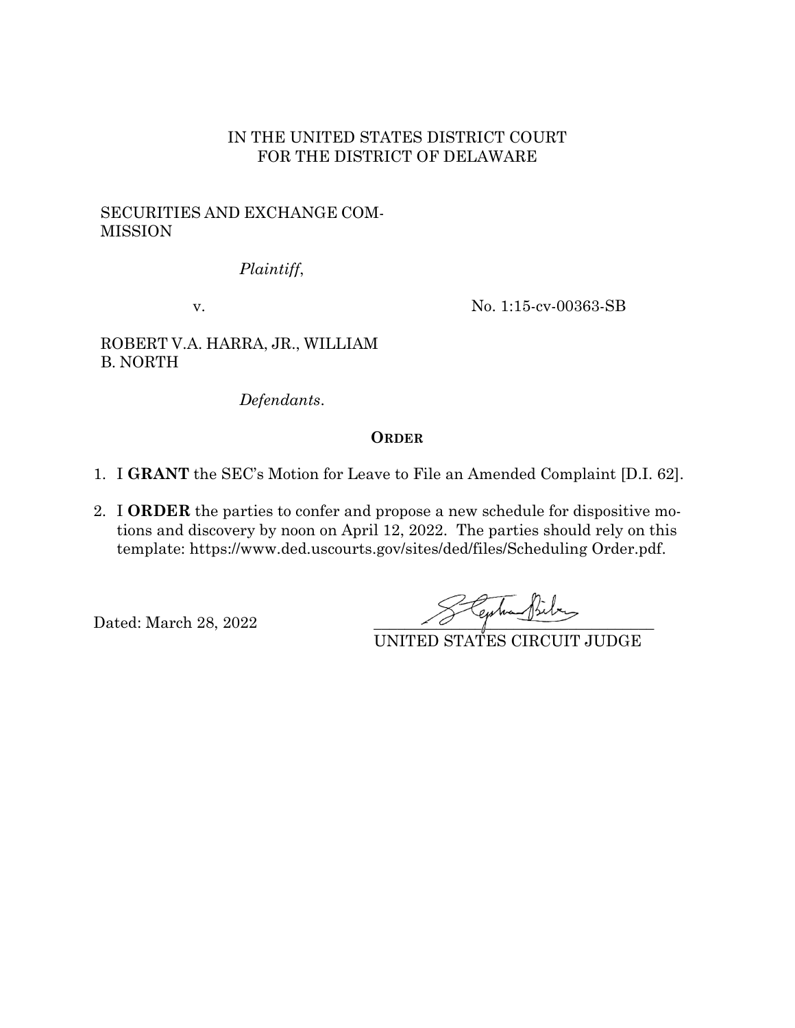IN THE UNITED STATES DISTRICT COURT
FOR THE DISTRICT OF DELAWARE

SECURITIES AND EXCHANGE COMMISSION

*Plaintiff*,

v.

No. 1:15-cv-00363-SB

ROBERT V.A. HARRA, JR., WILLIAM B. NORTH

*Defendants*.

**ORDER**

1. I **GRANT** the SEC's Motion for Leave to File an Amended Complaint [D.I. 62].

2. I **ORDER** the parties to confer and propose a new schedule for dispositive motions and discovery by noon on April 12, 2022. The parties should rely on this template: https://www.ded.uscourts.gov/sites/ded/files/Scheduling Order.pdf.

Dated: March 28, 2022

UNITED STATES CIRCUIT JUDGE